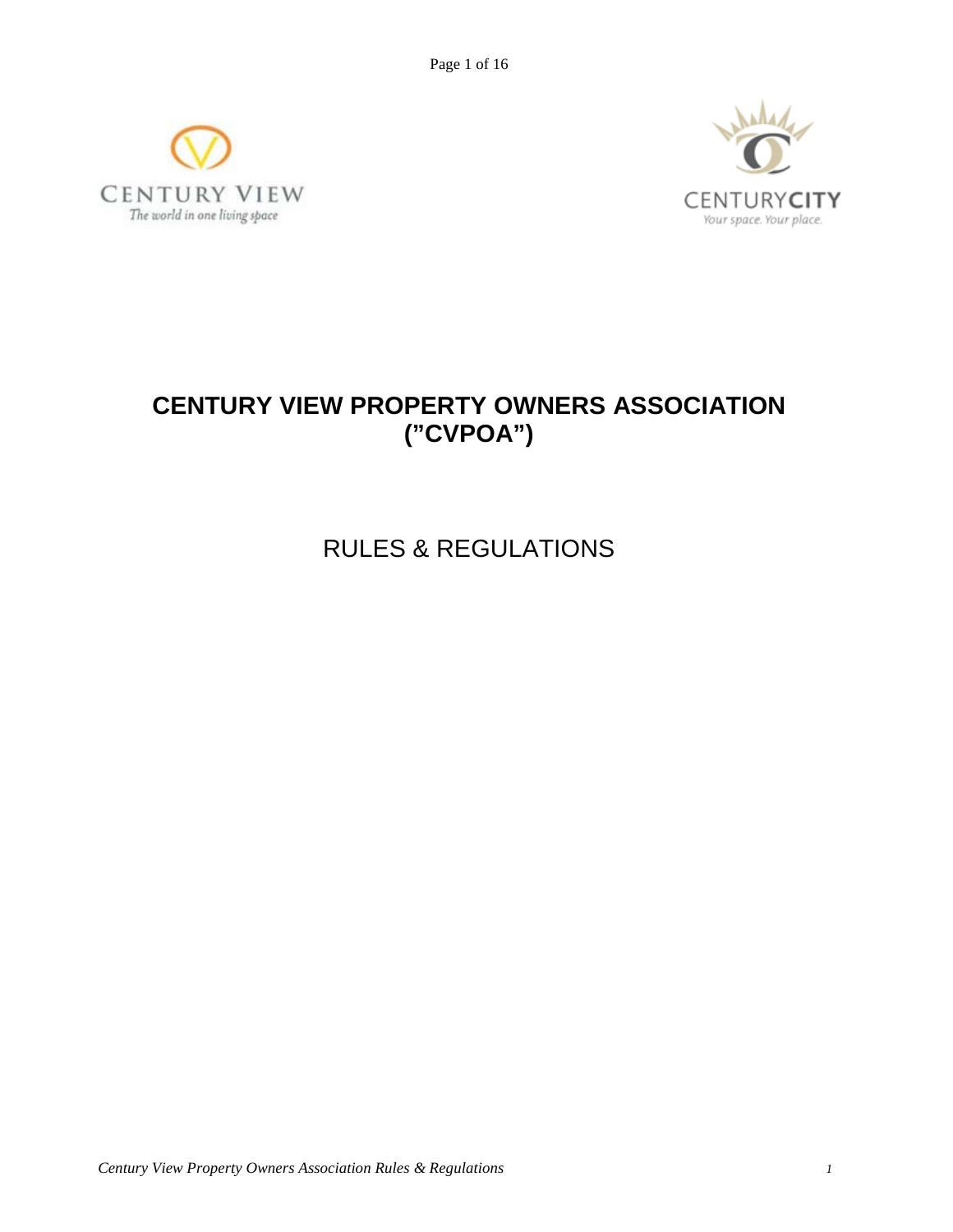CENTURY VIEW
The world in one living space

CENTURYCITY
Your space. Your place.

# CENTURY VIEW PROPERTY OWNERS ASSOCIATION ("CVPOA")

## RULES & REGULATIONS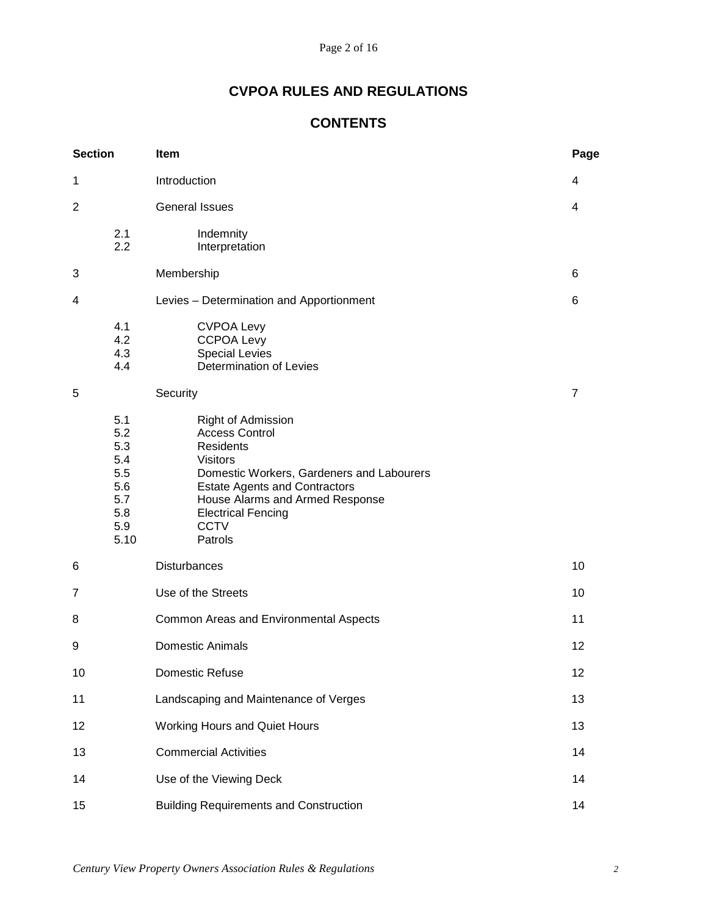# CVPOA RULES AND REGULATIONS

## CONTENTS

| Section | Item | Page |
|---|---|---|
| 1 | Introduction | 4 |
| 2 | General Issues | 4 |
| 2.1 | Indemnity | |
| 2.2 | Interpretation | |
| 3 | Membership | 6 |
| 4 | Levies – Determination and Apportionment | 6 |
| 4.1 | CVPOA Levy | |
| 4.2 | CCPOA Levy | |
| 4.3 | Special Levies | |
| 4.4 | Determination of Levies | |
| 5 | Security | 7 |
| 5.1 | Right of Admission | |
| 5.2 | Access Control | |
| 5.3 | Residents | |
| 5.4 | Visitors | |
| 5.5 | Domestic Workers, Gardeners and Labourers | |
| 5.6 | Estate Agents and Contractors | |
| 5.7 | House Alarms and Armed Response | |
| 5.8 | Electrical Fencing | |
| 5.9 | CCTV | |
| 5.10 | Patrols | |
| 6 | Disturbances | 10 |
| 7 | Use of the Streets | 10 |
| 8 | Common Areas and Environmental Aspects | 11 |
| 9 | Domestic Animals | 12 |
| 10 | Domestic Refuse | 12 |
| 11 | Landscaping and Maintenance of Verges | 13 |
| 12 | Working Hours and Quiet Hours | 13 |
| 13 | Commercial Activities | 14 |
| 14 | Use of the Viewing Deck | 14 |
| 15 | Building Requirements and Construction | 14 |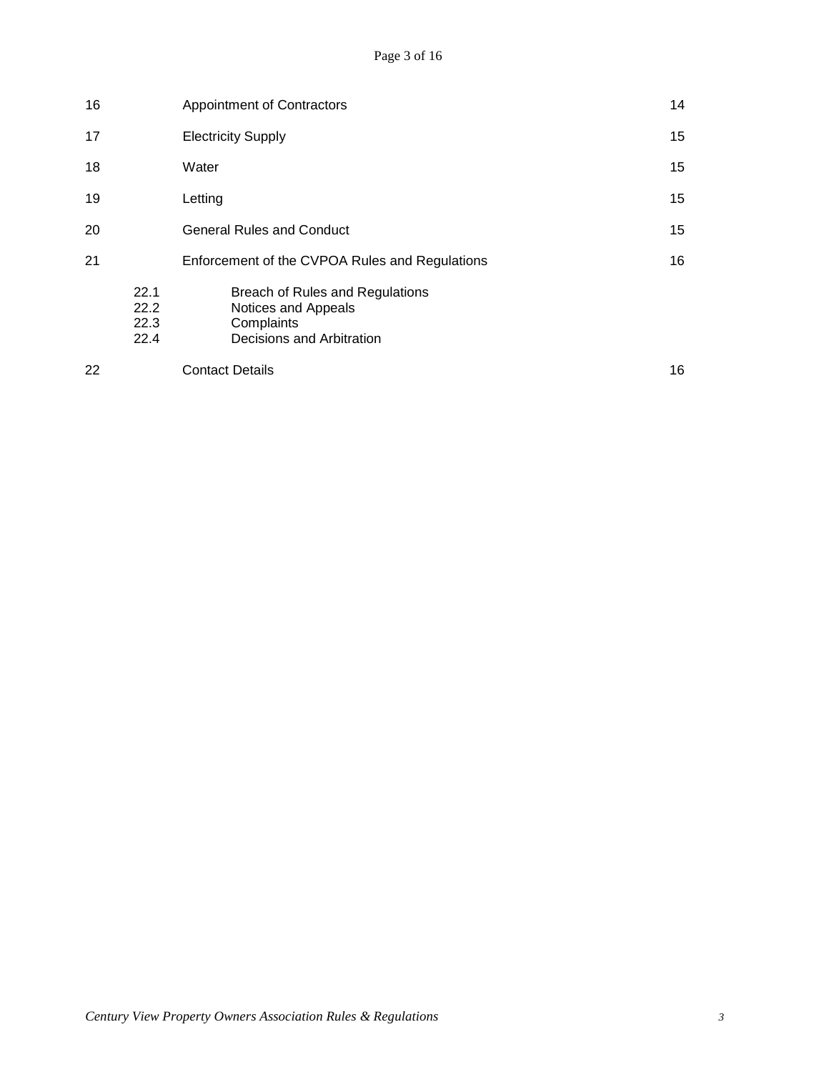| | | |
|---|---|---|
| 16 | Appointment of Contractors | 14 |
| 17 | Electricity Supply | 15 |
| 18 | Water | 15 |
| 19 | Letting | 15 |
| 20 | General Rules and Conduct | 15 |
| 21 | Enforcement of the CVPOA Rules and Regulations | 16 |
| 22.1 | Breach of Rules and Regulations | |
| 22.2 | Notices and Appeals | |
| 22.3 | Complaints | |
| 22.4 | Decisions and Arbitration | |
| 22 | Contact Details | 16 |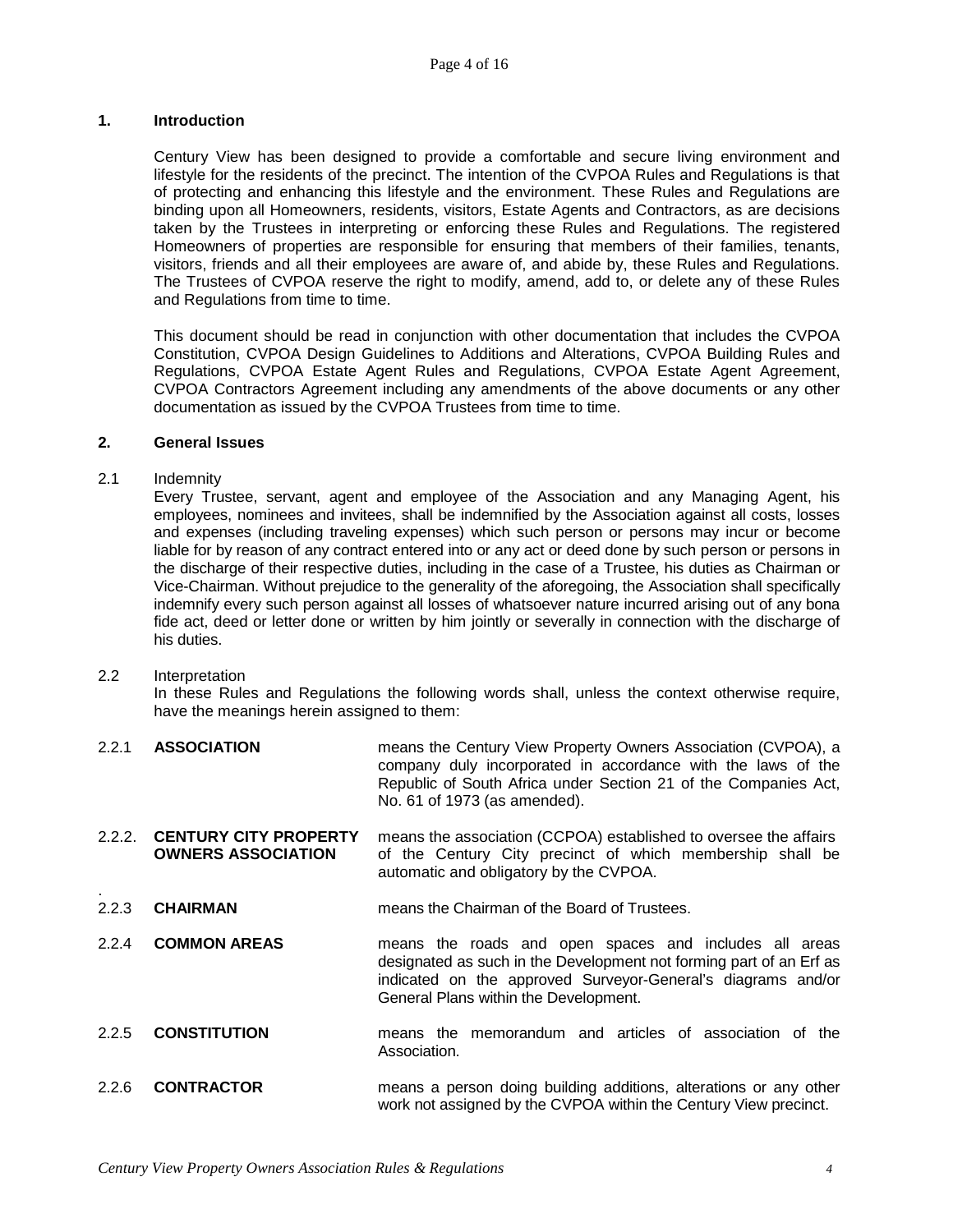## 1. Introduction

Century View has been designed to provide a comfortable and secure living environment and lifestyle for the residents of the precinct. The intention of the CVPOA Rules and Regulations is that of protecting and enhancing this lifestyle and the environment. These Rules and Regulations are binding upon all Homeowners, residents, visitors, Estate Agents and Contractors, as are decisions taken by the Trustees in interpreting or enforcing these Rules and Regulations. The registered Homeowners of properties are responsible for ensuring that members of their families, tenants, visitors, friends and all their employees are aware of, and abide by, these Rules and Regulations. The Trustees of CVPOA reserve the right to modify, amend, add to, or delete any of these Rules and Regulations from time to time.

This document should be read in conjunction with other documentation that includes the CVPOA Constitution, CVPOA Design Guidelines to Additions and Alterations, CVPOA Building Rules and Regulations, CVPOA Estate Agent Rules and Regulations, CVPOA Estate Agent Agreement, CVPOA Contractors Agreement including any amendments of the above documents or any other documentation as issued by the CVPOA Trustees from time to time.

## 2. General Issues

2.1 Indemnity

Every Trustee, servant, agent and employee of the Association and any Managing Agent, his employees, nominees and invitees, shall be indemnified by the Association against all costs, losses and expenses (including traveling expenses) which such person or persons may incur or become liable for by reason of any contract entered into or any act or deed done by such person or persons in the discharge of their respective duties, including in the case of a Trustee, his duties as Chairman or Vice-Chairman. Without prejudice to the generality of the aforegoing, the Association shall specifically indemnify every such person against all losses of whatsoever nature incurred arising out of any bona fide act, deed or letter done or written by him jointly or severally in connection with the discharge of his duties.

2.2 Interpretation

In these Rules and Regulations the following words shall, unless the context otherwise require, have the meanings herein assigned to them:

2.2.1 **ASSOCIATION** means the Century View Property Owners Association (CVPOA), a company duly incorporated in accordance with the laws of the Republic of South Africa under Section 21 of the Companies Act, No. 61 of 1973 (as amended).

2.2.2. **CENTURY CITY PROPERTY OWNERS ASSOCIATION** means the association (CCPOA) established to oversee the affairs of the Century City precinct of which membership shall be automatic and obligatory by the CVPOA.

2.2.3 **CHAIRMAN** means the Chairman of the Board of Trustees.

2.2.4 **COMMON AREAS** means the roads and open spaces and includes all areas designated as such in the Development not forming part of an Erf as indicated on the approved Surveyor-General's diagrams and/or General Plans within the Development.

2.2.5 **CONSTITUTION** means the memorandum and articles of association of the Association.

2.2.6 **CONTRACTOR** means a person doing building additions, alterations or any other work not assigned by the CVPOA within the Century View precinct.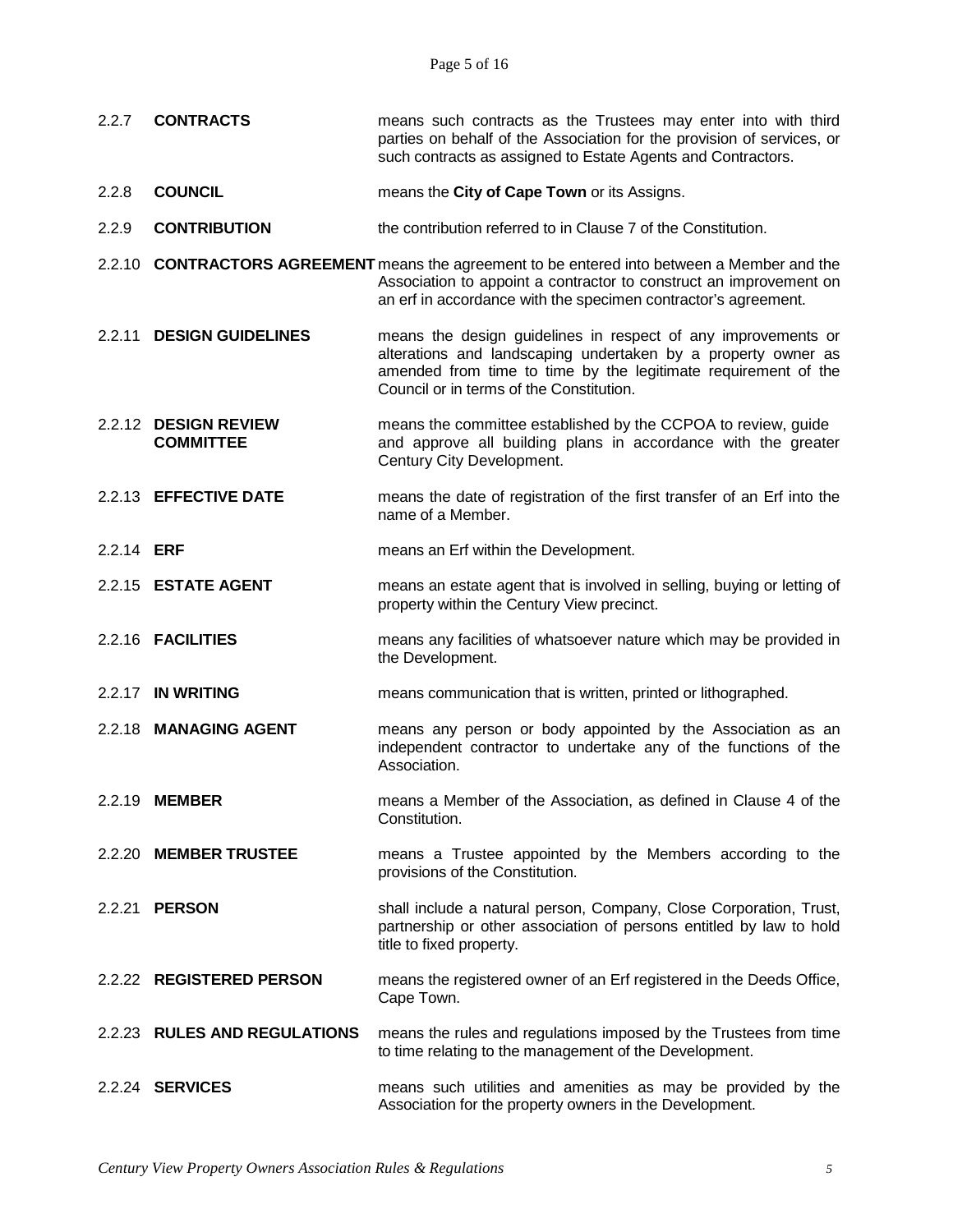2.2.7 **CONTRACTS** means such contracts as the Trustees may enter into with third parties on behalf of the Association for the provision of services, or such contracts as assigned to Estate Agents and Contractors.

2.2.8 **COUNCIL** means the **City of Cape Town** or its Assigns.

2.2.9 **CONTRIBUTION** the contribution referred to in Clause 7 of the Constitution.

2.2.10 **CONTRACTORS AGREEMENT** means the agreement to be entered into between a Member and the Association to appoint a contractor to construct an improvement on an erf in accordance with the specimen contractor's agreement.

2.2.11 **DESIGN GUIDELINES** means the design guidelines in respect of any improvements or alterations and landscaping undertaken by a property owner as amended from time to time by the legitimate requirement of the Council or in terms of the Constitution.

2.2.12 **DESIGN REVIEW COMMITTEE** means the committee established by the CCPOA to review, guide and approve all building plans in accordance with the greater Century City Development.

2.2.13 **EFFECTIVE DATE** means the date of registration of the first transfer of an Erf into the name of a Member.

2.2.14 **ERF** means an Erf within the Development.

2.2.15 **ESTATE AGENT** means an estate agent that is involved in selling, buying or letting of property within the Century View precinct.

2.2.16 **FACILITIES** means any facilities of whatsoever nature which may be provided in the Development.

2.2.17 **IN WRITING** means communication that is written, printed or lithographed.

2.2.18 **MANAGING AGENT** means any person or body appointed by the Association as an independent contractor to undertake any of the functions of the Association.

2.2.19 **MEMBER** means a Member of the Association, as defined in Clause 4 of the Constitution.

2.2.20 **MEMBER TRUSTEE** means a Trustee appointed by the Members according to the provisions of the Constitution.

2.2.21 **PERSON** shall include a natural person, Company, Close Corporation, Trust, partnership or other association of persons entitled by law to hold title to fixed property.

2.2.22 **REGISTERED PERSON** means the registered owner of an Erf registered in the Deeds Office, Cape Town.

2.2.23 **RULES AND REGULATIONS** means the rules and regulations imposed by the Trustees from time to time relating to the management of the Development.

2.2.24 **SERVICES** means such utilities and amenities as may be provided by the Association for the property owners in the Development.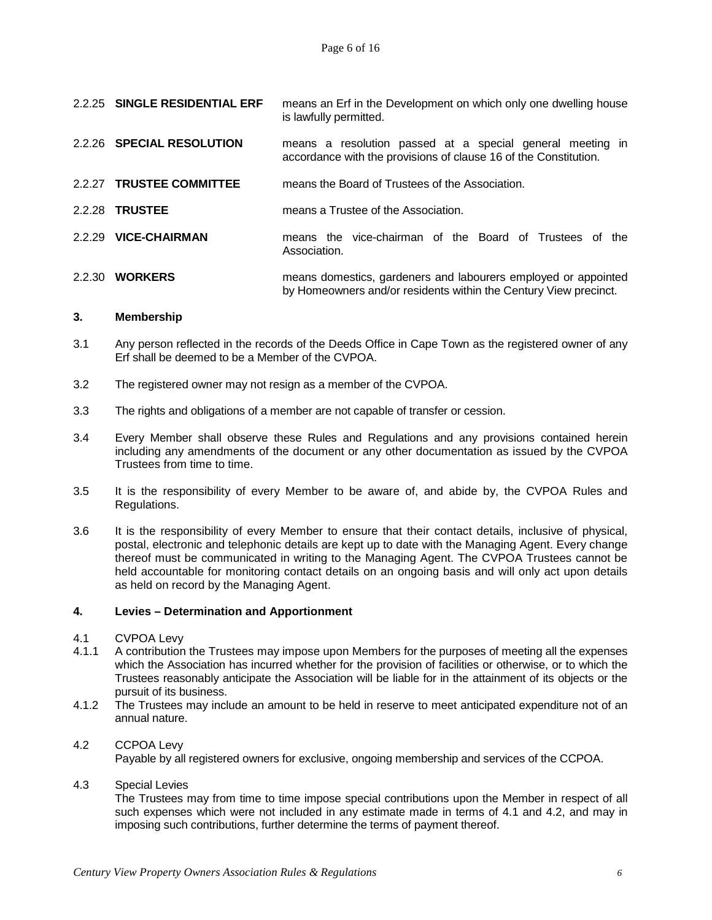| | | |
|---|---|---|
| 2.2.25 | **SINGLE RESIDENTIAL ERF** | means an Erf in the Development on which only one dwelling house is lawfully permitted. |
| 2.2.26 | **SPECIAL RESOLUTION** | means a resolution passed at a special general meeting in accordance with the provisions of clause 16 of the Constitution. |
| 2.2.27 | **TRUSTEE COMMITTEE** | means the Board of Trustees of the Association. |
| 2.2.28 | **TRUSTEE** | means a Trustee of the Association. |
| 2.2.29 | **VICE-CHAIRMAN** | means the vice-chairman of the Board of Trustees of the Association. |
| 2.2.30 | **WORKERS** | means domestics, gardeners and labourers employed or appointed by Homeowners and/or residents within the Century View precinct. |

## 3. Membership

3.1 Any person reflected in the records of the Deeds Office in Cape Town as the registered owner of any Erf shall be deemed to be a Member of the CVPOA.

3.2 The registered owner may not resign as a member of the CVPOA.

3.3 The rights and obligations of a member are not capable of transfer or cession.

3.4 Every Member shall observe these Rules and Regulations and any provisions contained herein including any amendments of the document or any other documentation as issued by the CVPOA Trustees from time to time.

3.5 It is the responsibility of every Member to be aware of, and abide by, the CVPOA Rules and Regulations.

3.6 It is the responsibility of every Member to ensure that their contact details, inclusive of physical, postal, electronic and telephonic details are kept up to date with the Managing Agent. Every change thereof must be communicated in writing to the Managing Agent. The CVPOA Trustees cannot be held accountable for monitoring contact details on an ongoing basis and will only act upon details as held on record by the Managing Agent.

## 4. Levies – Determination and Apportionment

4.1 CVPOA Levy

4.1.1 A contribution the Trustees may impose upon Members for the purposes of meeting all the expenses which the Association has incurred whether for the provision of facilities or otherwise, or to which the Trustees reasonably anticipate the Association will be liable for in the attainment of its objects or the pursuit of its business.

4.1.2 The Trustees may include an amount to be held in reserve to meet anticipated expenditure not of an annual nature.

4.2 CCPOA Levy

Payable by all registered owners for exclusive, ongoing membership and services of the CCPOA.

4.3 Special Levies

The Trustees may from time to time impose special contributions upon the Member in respect of all such expenses which were not included in any estimate made in terms of 4.1 and 4.2, and may in imposing such contributions, further determine the terms of payment thereof.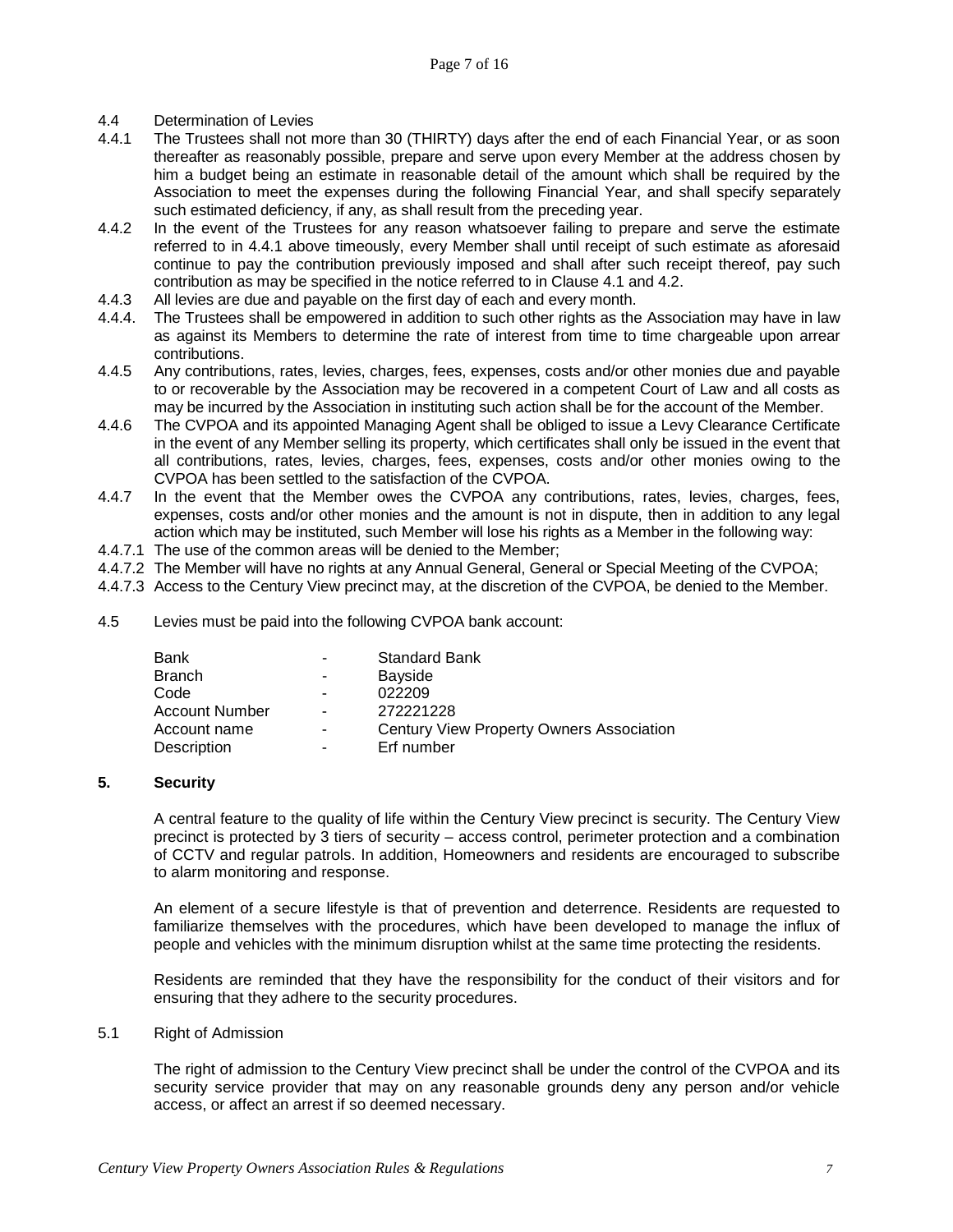4.4 Determination of Levies

4.4.1 The Trustees shall not more than 30 (THIRTY) days after the end of each Financial Year, or as soon thereafter as reasonably possible, prepare and serve upon every Member at the address chosen by him a budget being an estimate in reasonable detail of the amount which shall be required by the Association to meet the expenses during the following Financial Year, and shall specify separately such estimated deficiency, if any, as shall result from the preceding year.

4.4.2 In the event of the Trustees for any reason whatsoever failing to prepare and serve the estimate referred to in 4.4.1 above timeously, every Member shall until receipt of such estimate as aforesaid continue to pay the contribution previously imposed and shall after such receipt thereof, pay such contribution as may be specified in the notice referred to in Clause 4.1 and 4.2.

4.4.3 All levies are due and payable on the first day of each and every month.

4.4.4. The Trustees shall be empowered in addition to such other rights as the Association may have in law as against its Members to determine the rate of interest from time to time chargeable upon arrear contributions.

4.4.5 Any contributions, rates, levies, charges, fees, expenses, costs and/or other monies due and payable to or recoverable by the Association may be recovered in a competent Court of Law and all costs as may be incurred by the Association in instituting such action shall be for the account of the Member.

4.4.6 The CVPOA and its appointed Managing Agent shall be obliged to issue a Levy Clearance Certificate in the event of any Member selling its property, which certificates shall only be issued in the event that all contributions, rates, levies, charges, fees, expenses, costs and/or other monies owing to the CVPOA has been settled to the satisfaction of the CVPOA.

4.4.7 In the event that the Member owes the CVPOA any contributions, rates, levies, charges, fees, expenses, costs and/or other monies and the amount is not in dispute, then in addition to any legal action which may be instituted, such Member will lose his rights as a Member in the following way:

4.4.7.1 The use of the common areas will be denied to the Member;

4.4.7.2 The Member will have no rights at any Annual General, General or Special Meeting of the CVPOA;

4.4.7.3 Access to the Century View precinct may, at the discretion of the CVPOA, be denied to the Member.

4.5 Levies must be paid into the following CVPOA bank account:

| | | |
|---|---|---|
| Bank | - | Standard Bank |
| Branch | - | Bayside |
| Code | - | 022209 |
| Account Number | - | 272221228 |
| Account name | - | Century View Property Owners Association |
| Description | - | Erf number |

## 5. Security

A central feature to the quality of life within the Century View precinct is security. The Century View precinct is protected by 3 tiers of security – access control, perimeter protection and a combination of CCTV and regular patrols. In addition, Homeowners and residents are encouraged to subscribe to alarm monitoring and response.

An element of a secure lifestyle is that of prevention and deterrence. Residents are requested to familiarize themselves with the procedures, which have been developed to manage the influx of people and vehicles with the minimum disruption whilst at the same time protecting the residents.

Residents are reminded that they have the responsibility for the conduct of their visitors and for ensuring that they adhere to the security procedures.

5.1 Right of Admission

The right of admission to the Century View precinct shall be under the control of the CVPOA and its security service provider that may on any reasonable grounds deny any person and/or vehicle access, or affect an arrest if so deemed necessary.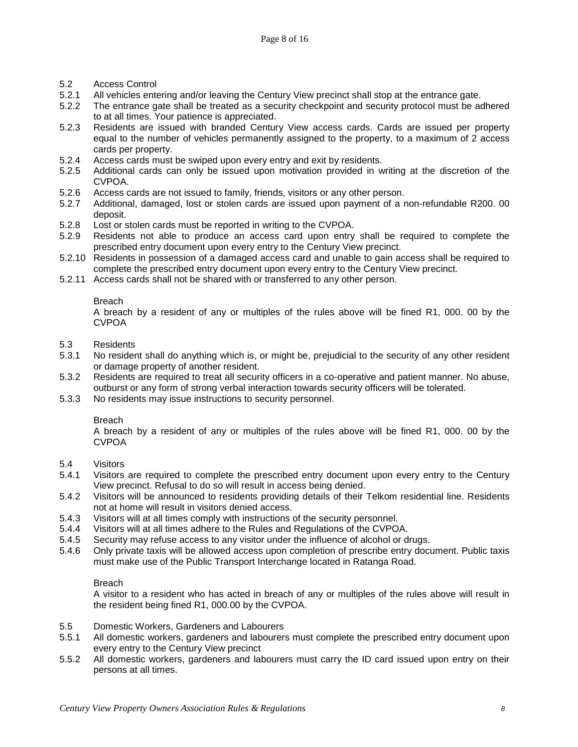5.2 Access Control

5.2.1 All vehicles entering and/or leaving the Century View precinct shall stop at the entrance gate.

5.2.2 The entrance gate shall be treated as a security checkpoint and security protocol must be adhered to at all times. Your patience is appreciated.

5.2.3 Residents are issued with branded Century View access cards. Cards are issued per property equal to the number of vehicles permanently assigned to the property, to a maximum of 2 access cards per property.

5.2.4 Access cards must be swiped upon every entry and exit by residents.

5.2.5 Additional cards can only be issued upon motivation provided in writing at the discretion of the CVPOA.

5.2.6 Access cards are not issued to family, friends, visitors or any other person.

5.2.7 Additional, damaged, lost or stolen cards are issued upon payment of a non-refundable R200. 00 deposit.

5.2.8 Lost or stolen cards must be reported in writing to the CVPOA.

5.2.9 Residents not able to produce an access card upon entry shall be required to complete the prescribed entry document upon every entry to the Century View precinct.

5.2.10 Residents in possession of a damaged access card and unable to gain access shall be required to complete the prescribed entry document upon every entry to the Century View precinct.

5.2.11 Access cards shall not be shared with or transferred to any other person.

Breach

A breach by a resident of any or multiples of the rules above will be fined R1, 000. 00 by the CVPOA

5.3 Residents

5.3.1 No resident shall do anything which is, or might be, prejudicial to the security of any other resident or damage property of another resident.

5.3.2 Residents are required to treat all security officers in a co-operative and patient manner. No abuse, outburst or any form of strong verbal interaction towards security officers will be tolerated.

5.3.3 No residents may issue instructions to security personnel.

Breach

A breach by a resident of any or multiples of the rules above will be fined R1, 000. 00 by the CVPOA

5.4 Visitors

5.4.1 Visitors are required to complete the prescribed entry document upon every entry to the Century View precinct. Refusal to do so will result in access being denied.

5.4.2 Visitors will be announced to residents providing details of their Telkom residential line. Residents not at home will result in visitors denied access.

5.4.3 Visitors will at all times comply with instructions of the security personnel.

5.4.4 Visitors will at all times adhere to the Rules and Regulations of the CVPOA.

5.4.5 Security may refuse access to any visitor under the influence of alcohol or drugs.

5.4.6 Only private taxis will be allowed access upon completion of prescribe entry document. Public taxis must make use of the Public Transport Interchange located in Ratanga Road.

Breach

A visitor to a resident who has acted in breach of any or multiples of the rules above will result in the resident being fined R1, 000.00 by the CVPOA.

5.5 Domestic Workers, Gardeners and Labourers

5.5.1 All domestic workers, gardeners and labourers must complete the prescribed entry document upon every entry to the Century View precinct

5.5.2 All domestic workers, gardeners and labourers must carry the ID card issued upon entry on their persons at all times.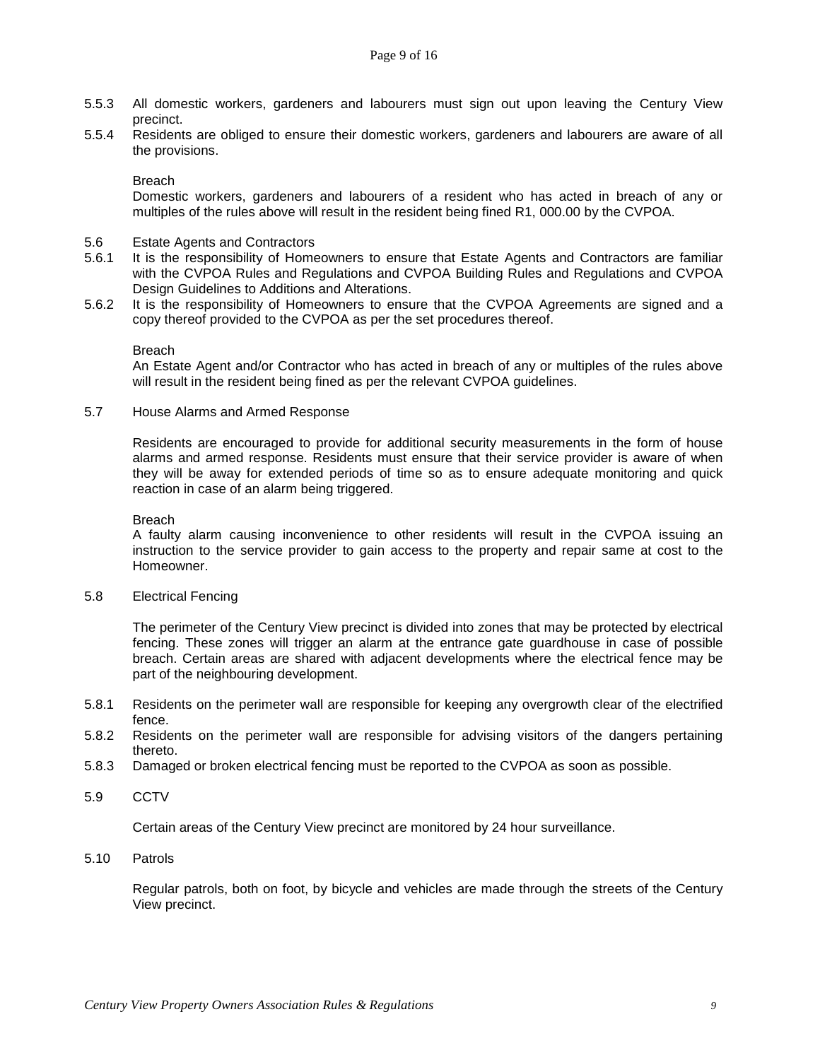5.5.3 All domestic workers, gardeners and labourers must sign out upon leaving the Century View precinct.

5.5.4 Residents are obliged to ensure their domestic workers, gardeners and labourers are aware of all the provisions.

Breach

Domestic workers, gardeners and labourers of a resident who has acted in breach of any or multiples of the rules above will result in the resident being fined R1, 000.00 by the CVPOA.

5.6 Estate Agents and Contractors

5.6.1 It is the responsibility of Homeowners to ensure that Estate Agents and Contractors are familiar with the CVPOA Rules and Regulations and CVPOA Building Rules and Regulations and CVPOA Design Guidelines to Additions and Alterations.

5.6.2 It is the responsibility of Homeowners to ensure that the CVPOA Agreements are signed and a copy thereof provided to the CVPOA as per the set procedures thereof.

Breach

An Estate Agent and/or Contractor who has acted in breach of any or multiples of the rules above will result in the resident being fined as per the relevant CVPOA guidelines.

5.7 House Alarms and Armed Response

Residents are encouraged to provide for additional security measurements in the form of house alarms and armed response. Residents must ensure that their service provider is aware of when they will be away for extended periods of time so as to ensure adequate monitoring and quick reaction in case of an alarm being triggered.

Breach

A faulty alarm causing inconvenience to other residents will result in the CVPOA issuing an instruction to the service provider to gain access to the property and repair same at cost to the Homeowner.

5.8 Electrical Fencing

The perimeter of the Century View precinct is divided into zones that may be protected by electrical fencing. These zones will trigger an alarm at the entrance gate guardhouse in case of possible breach. Certain areas are shared with adjacent developments where the electrical fence may be part of the neighbouring development.

5.8.1 Residents on the perimeter wall are responsible for keeping any overgrowth clear of the electrified fence.

5.8.2 Residents on the perimeter wall are responsible for advising visitors of the dangers pertaining thereto.

5.8.3 Damaged or broken electrical fencing must be reported to the CVPOA as soon as possible.

5.9 CCTV

Certain areas of the Century View precinct are monitored by 24 hour surveillance.

5.10 Patrols

Regular patrols, both on foot, by bicycle and vehicles are made through the streets of the Century View precinct.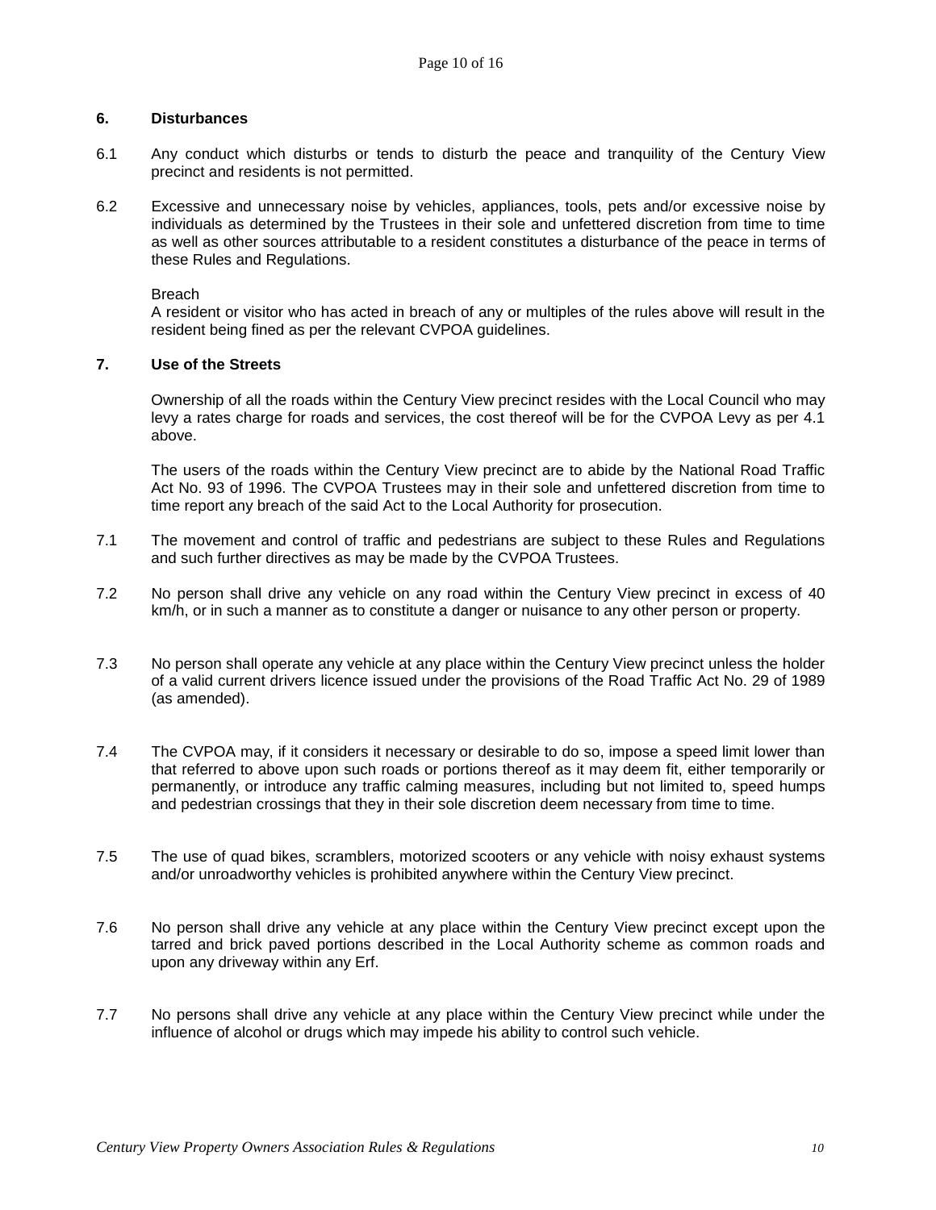## 6. Disturbances

6.1 Any conduct which disturbs or tends to disturb the peace and tranquility of the Century View precinct and residents is not permitted.

6.2 Excessive and unnecessary noise by vehicles, appliances, tools, pets and/or excessive noise by individuals as determined by the Trustees in their sole and unfettered discretion from time to time as well as other sources attributable to a resident constitutes a disturbance of the peace in terms of these Rules and Regulations.

Breach
A resident or visitor who has acted in breach of any or multiples of the rules above will result in the resident being fined as per the relevant CVPOA guidelines.

## 7. Use of the Streets

Ownership of all the roads within the Century View precinct resides with the Local Council who may levy a rates charge for roads and services, the cost thereof will be for the CVPOA Levy as per 4.1 above.

The users of the roads within the Century View precinct are to abide by the National Road Traffic Act No. 93 of 1996. The CVPOA Trustees may in their sole and unfettered discretion from time to time report any breach of the said Act to the Local Authority for prosecution.

7.1 The movement and control of traffic and pedestrians are subject to these Rules and Regulations and such further directives as may be made by the CVPOA Trustees.

7.2 No person shall drive any vehicle on any road within the Century View precinct in excess of 40 km/h, or in such a manner as to constitute a danger or nuisance to any other person or property.

7.3 No person shall operate any vehicle at any place within the Century View precinct unless the holder of a valid current drivers licence issued under the provisions of the Road Traffic Act No. 29 of 1989 (as amended).

7.4 The CVPOA may, if it considers it necessary or desirable to do so, impose a speed limit lower than that referred to above upon such roads or portions thereof as it may deem fit, either temporarily or permanently, or introduce any traffic calming measures, including but not limited to, speed humps and pedestrian crossings that they in their sole discretion deem necessary from time to time.

7.5 The use of quad bikes, scramblers, motorized scooters or any vehicle with noisy exhaust systems and/or unroadworthy vehicles is prohibited anywhere within the Century View precinct.

7.6 No person shall drive any vehicle at any place within the Century View precinct except upon the tarred and brick paved portions described in the Local Authority scheme as common roads and upon any driveway within any Erf.

7.7 No persons shall drive any vehicle at any place within the Century View precinct while under the influence of alcohol or drugs which may impede his ability to control such vehicle.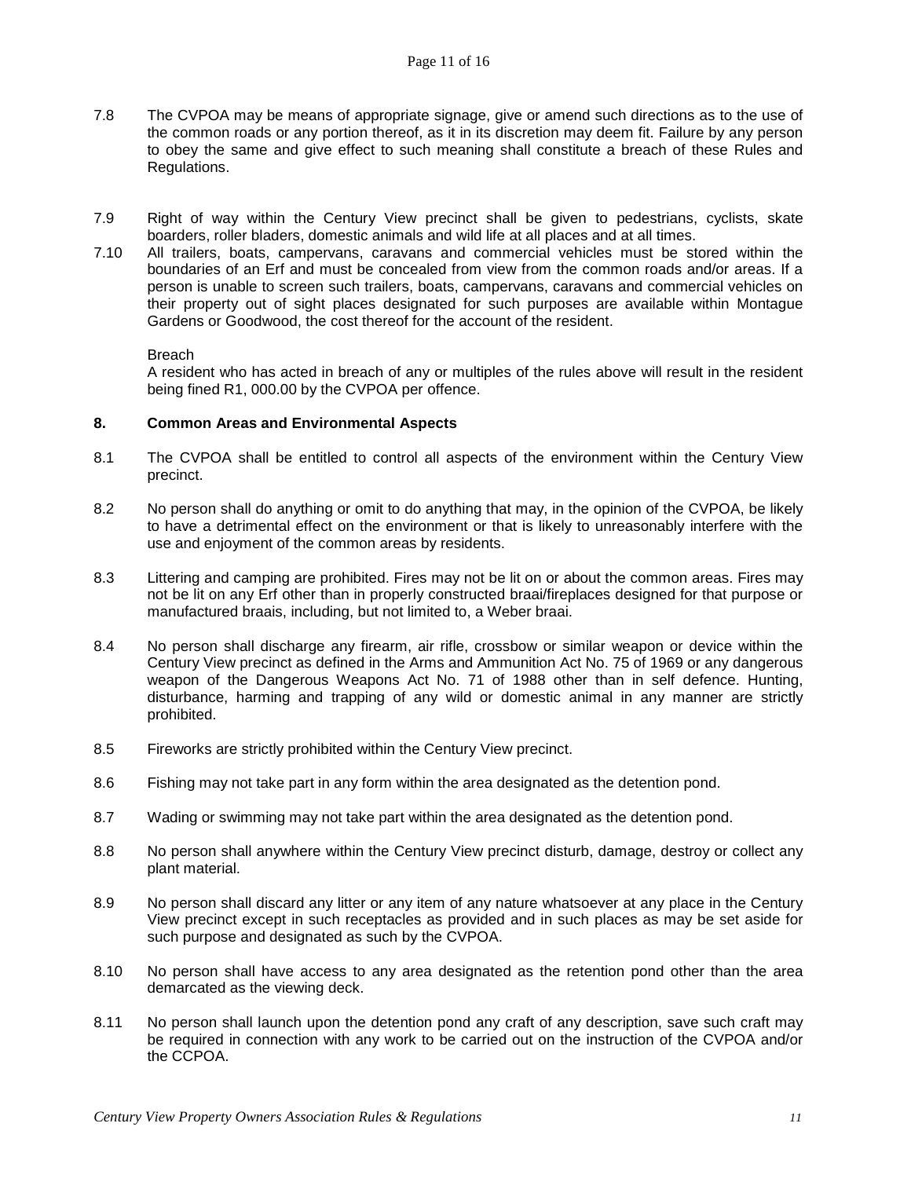7.8 The CVPOA may be means of appropriate signage, give or amend such directions as to the use of the common roads or any portion thereof, as it in its discretion may deem fit. Failure by any person to obey the same and give effect to such meaning shall constitute a breach of these Rules and Regulations.

7.9 Right of way within the Century View precinct shall be given to pedestrians, cyclists, skate boarders, roller bladers, domestic animals and wild life at all places and at all times.

7.10 All trailers, boats, campervans, caravans and commercial vehicles must be stored within the boundaries of an Erf and must be concealed from view from the common roads and/or areas. If a person is unable to screen such trailers, boats, campervans, caravans and commercial vehicles on their property out of sight places designated for such purposes are available within Montague Gardens or Goodwood, the cost thereof for the account of the resident.

Breach
A resident who has acted in breach of any or multiples of the rules above will result in the resident being fined R1, 000.00 by the CVPOA per offence.

## 8. Common Areas and Environmental Aspects

8.1 The CVPOA shall be entitled to control all aspects of the environment within the Century View precinct.

8.2 No person shall do anything or omit to do anything that may, in the opinion of the CVPOA, be likely to have a detrimental effect on the environment or that is likely to unreasonably interfere with the use and enjoyment of the common areas by residents.

8.3 Littering and camping are prohibited. Fires may not be lit on or about the common areas. Fires may not be lit on any Erf other than in properly constructed braai/fireplaces designed for that purpose or manufactured braais, including, but not limited to, a Weber braai.

8.4 No person shall discharge any firearm, air rifle, crossbow or similar weapon or device within the Century View precinct as defined in the Arms and Ammunition Act No. 75 of 1969 or any dangerous weapon of the Dangerous Weapons Act No. 71 of 1988 other than in self defence. Hunting, disturbance, harming and trapping of any wild or domestic animal in any manner are strictly prohibited.

8.5 Fireworks are strictly prohibited within the Century View precinct.

8.6 Fishing may not take part in any form within the area designated as the detention pond.

8.7 Wading or swimming may not take part within the area designated as the detention pond.

8.8 No person shall anywhere within the Century View precinct disturb, damage, destroy or collect any plant material.

8.9 No person shall discard any litter or any item of any nature whatsoever at any place in the Century View precinct except in such receptacles as provided and in such places as may be set aside for such purpose and designated as such by the CVPOA.

8.10 No person shall have access to any area designated as the retention pond other than the area demarcated as the viewing deck.

8.11 No person shall launch upon the detention pond any craft of any description, save such craft may be required in connection with any work to be carried out on the instruction of the CVPOA and/or the CCPOA.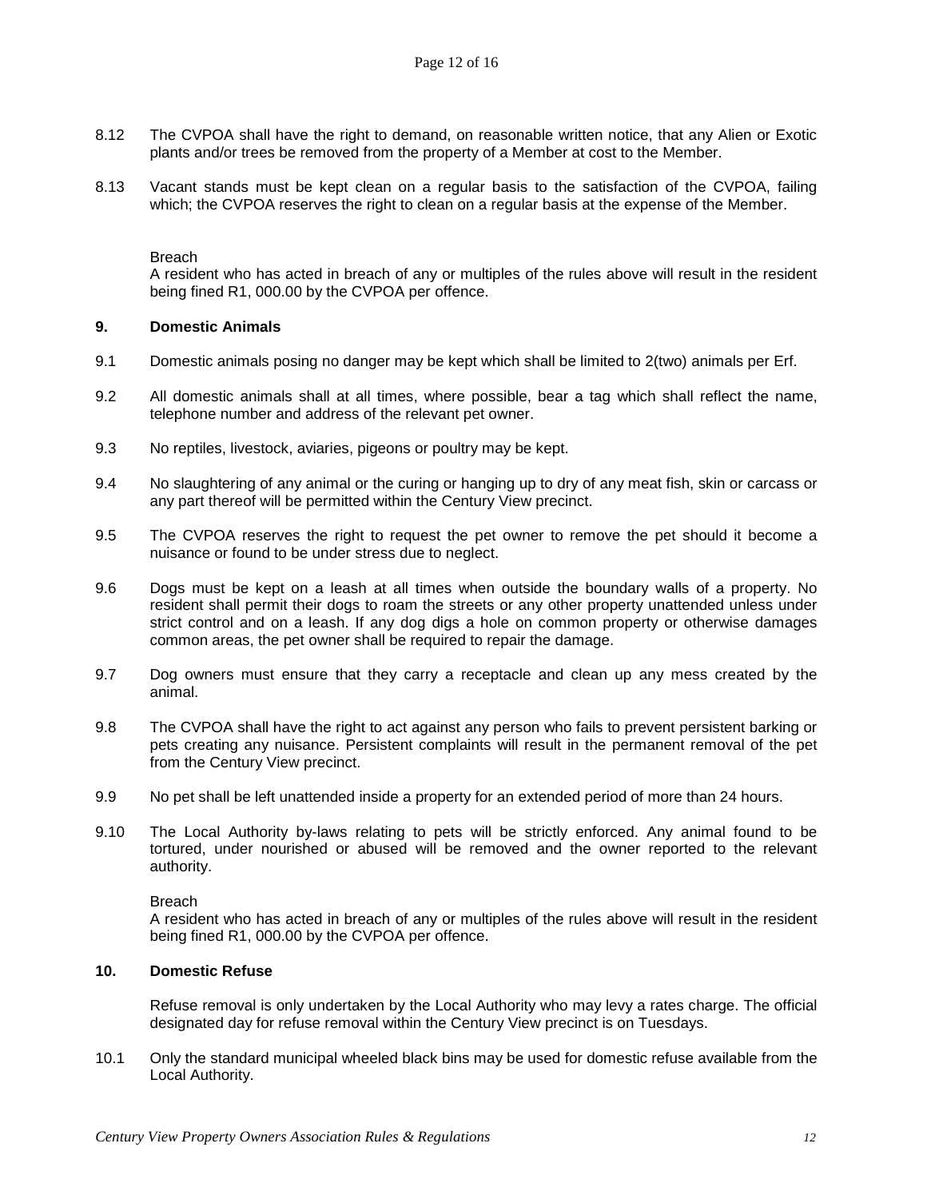8.12 The CVPOA shall have the right to demand, on reasonable written notice, that any Alien or Exotic plants and/or trees be removed from the property of a Member at cost to the Member.

8.13 Vacant stands must be kept clean on a regular basis to the satisfaction of the CVPOA, failing which; the CVPOA reserves the right to clean on a regular basis at the expense of the Member.

Breach
A resident who has acted in breach of any or multiples of the rules above will result in the resident being fined R1, 000.00 by the CVPOA per offence.

## 9. Domestic Animals

9.1 Domestic animals posing no danger may be kept which shall be limited to 2(two) animals per Erf.

9.2 All domestic animals shall at all times, where possible, bear a tag which shall reflect the name, telephone number and address of the relevant pet owner.

9.3 No reptiles, livestock, aviaries, pigeons or poultry may be kept.

9.4 No slaughtering of any animal or the curing or hanging up to dry of any meat fish, skin or carcass or any part thereof will be permitted within the Century View precinct.

9.5 The CVPOA reserves the right to request the pet owner to remove the pet should it become a nuisance or found to be under stress due to neglect.

9.6 Dogs must be kept on a leash at all times when outside the boundary walls of a property. No resident shall permit their dogs to roam the streets or any other property unattended unless under strict control and on a leash. If any dog digs a hole on common property or otherwise damages common areas, the pet owner shall be required to repair the damage.

9.7 Dog owners must ensure that they carry a receptacle and clean up any mess created by the animal.

9.8 The CVPOA shall have the right to act against any person who fails to prevent persistent barking or pets creating any nuisance. Persistent complaints will result in the permanent removal of the pet from the Century View precinct.

9.9 No pet shall be left unattended inside a property for an extended period of more than 24 hours.

9.10 The Local Authority by-laws relating to pets will be strictly enforced. Any animal found to be tortured, under nourished or abused will be removed and the owner reported to the relevant authority.

Breach
A resident who has acted in breach of any or multiples of the rules above will result in the resident being fined R1, 000.00 by the CVPOA per offence.

## 10. Domestic Refuse

Refuse removal is only undertaken by the Local Authority who may levy a rates charge. The official designated day for refuse removal within the Century View precinct is on Tuesdays.

10.1 Only the standard municipal wheeled black bins may be used for domestic refuse available from the Local Authority.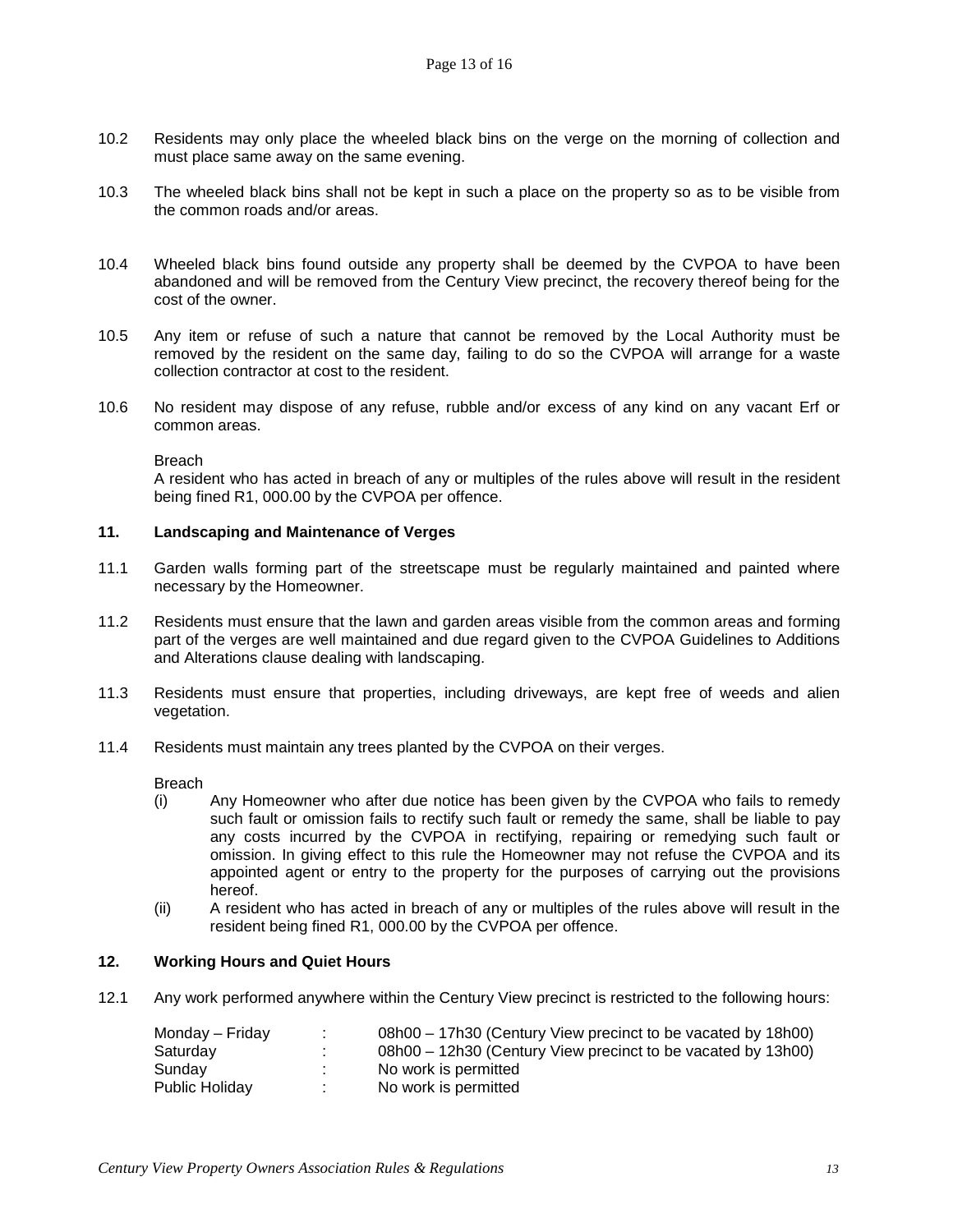10.2 Residents may only place the wheeled black bins on the verge on the morning of collection and must place same away on the same evening.

10.3 The wheeled black bins shall not be kept in such a place on the property so as to be visible from the common roads and/or areas.

10.4 Wheeled black bins found outside any property shall be deemed by the CVPOA to have been abandoned and will be removed from the Century View precinct, the recovery thereof being for the cost of the owner.

10.5 Any item or refuse of such a nature that cannot be removed by the Local Authority must be removed by the resident on the same day, failing to do so the CVPOA will arrange for a waste collection contractor at cost to the resident.

10.6 No resident may dispose of any refuse, rubble and/or excess of any kind on any vacant Erf or common areas.

Breach
A resident who has acted in breach of any or multiples of the rules above will result in the resident being fined R1, 000.00 by the CVPOA per offence.

## 11. Landscaping and Maintenance of Verges

11.1 Garden walls forming part of the streetscape must be regularly maintained and painted where necessary by the Homeowner.

11.2 Residents must ensure that the lawn and garden areas visible from the common areas and forming part of the verges are well maintained and due regard given to the CVPOA Guidelines to Additions and Alterations clause dealing with landscaping.

11.3 Residents must ensure that properties, including driveways, are kept free of weeds and alien vegetation.

11.4 Residents must maintain any trees planted by the CVPOA on their verges.

Breach

(i) Any Homeowner who after due notice has been given by the CVPOA who fails to remedy such fault or omission fails to rectify such fault or remedy the same, shall be liable to pay any costs incurred by the CVPOA in rectifying, repairing or remedying such fault or omission. In giving effect to this rule the Homeowner may not refuse the CVPOA and its appointed agent or entry to the property for the purposes of carrying out the provisions hereof.

(ii) A resident who has acted in breach of any or multiples of the rules above will result in the resident being fined R1, 000.00 by the CVPOA per offence.

## 12. Working Hours and Quiet Hours

12.1 Any work performed anywhere within the Century View precinct is restricted to the following hours:

| | | |
|---|---|---|
| Monday – Friday | : | 08h00 – 17h30 (Century View precinct to be vacated by 18h00) |
| Saturday | : | 08h00 – 12h30 (Century View precinct to be vacated by 13h00) |
| Sunday | : | No work is permitted |
| Public Holiday | : | No work is permitted |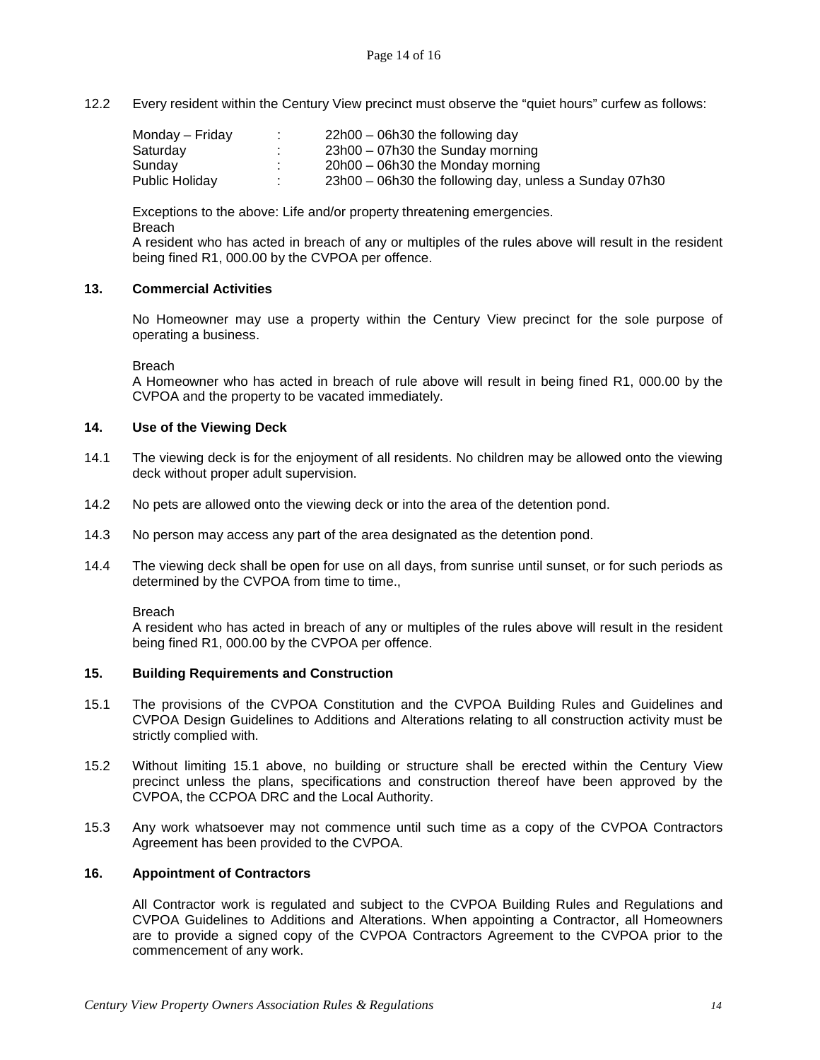12.2 Every resident within the Century View precinct must observe the "quiet hours" curfew as follows:

| | | |
|---|---|---|
| Monday – Friday | : | 22h00 – 06h30 the following day |
| Saturday | : | 23h00 – 07h30 the Sunday morning |
| Sunday | : | 20h00 – 06h30 the Monday morning |
| Public Holiday | : | 23h00 – 06h30 the following day, unless a Sunday 07h30 |

Exceptions to the above: Life and/or property threatening emergencies.

Breach

A resident who has acted in breach of any or multiples of the rules above will result in the resident being fined R1, 000.00 by the CVPOA per offence.

## 13. Commercial Activities

No Homeowner may use a property within the Century View precinct for the sole purpose of operating a business.

Breach

A Homeowner who has acted in breach of rule above will result in being fined R1, 000.00 by the CVPOA and the property to be vacated immediately.

## 14. Use of the Viewing Deck

14.1 The viewing deck is for the enjoyment of all residents. No children may be allowed onto the viewing deck without proper adult supervision.

14.2 No pets are allowed onto the viewing deck or into the area of the detention pond.

14.3 No person may access any part of the area designated as the detention pond.

14.4 The viewing deck shall be open for use on all days, from sunrise until sunset, or for such periods as determined by the CVPOA from time to time.,

Breach

A resident who has acted in breach of any or multiples of the rules above will result in the resident being fined R1, 000.00 by the CVPOA per offence.

## 15. Building Requirements and Construction

15.1 The provisions of the CVPOA Constitution and the CVPOA Building Rules and Guidelines and CVPOA Design Guidelines to Additions and Alterations relating to all construction activity must be strictly complied with.

15.2 Without limiting 15.1 above, no building or structure shall be erected within the Century View precinct unless the plans, specifications and construction thereof have been approved by the CVPOA, the CCPOA DRC and the Local Authority.

15.3 Any work whatsoever may not commence until such time as a copy of the CVPOA Contractors Agreement has been provided to the CVPOA.

## 16. Appointment of Contractors

All Contractor work is regulated and subject to the CVPOA Building Rules and Regulations and CVPOA Guidelines to Additions and Alterations. When appointing a Contractor, all Homeowners are to provide a signed copy of the CVPOA Contractors Agreement to the CVPOA prior to the commencement of any work.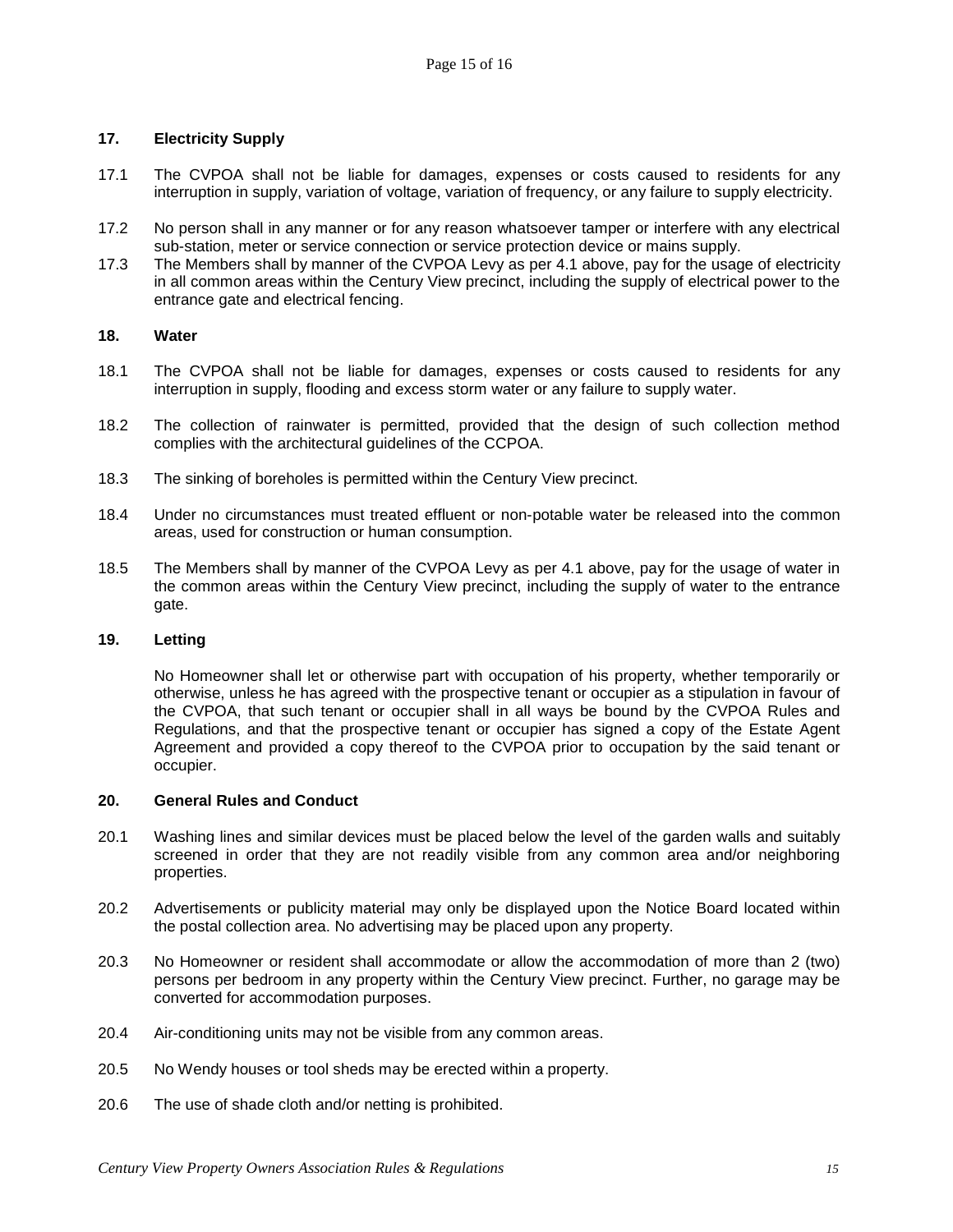## 17. Electricity Supply

17.1 The CVPOA shall not be liable for damages, expenses or costs caused to residents for any interruption in supply, variation of voltage, variation of frequency, or any failure to supply electricity.

17.2 No person shall in any manner or for any reason whatsoever tamper or interfere with any electrical sub-station, meter or service connection or service protection device or mains supply.

17.3 The Members shall by manner of the CVPOA Levy as per 4.1 above, pay for the usage of electricity in all common areas within the Century View precinct, including the supply of electrical power to the entrance gate and electrical fencing.

## 18. Water

18.1 The CVPOA shall not be liable for damages, expenses or costs caused to residents for any interruption in supply, flooding and excess storm water or any failure to supply water.

18.2 The collection of rainwater is permitted, provided that the design of such collection method complies with the architectural guidelines of the CCPOA.

18.3 The sinking of boreholes is permitted within the Century View precinct.

18.4 Under no circumstances must treated effluent or non-potable water be released into the common areas, used for construction or human consumption.

18.5 The Members shall by manner of the CVPOA Levy as per 4.1 above, pay for the usage of water in the common areas within the Century View precinct, including the supply of water to the entrance gate.

## 19. Letting

No Homeowner shall let or otherwise part with occupation of his property, whether temporarily or otherwise, unless he has agreed with the prospective tenant or occupier as a stipulation in favour of the CVPOA, that such tenant or occupier shall in all ways be bound by the CVPOA Rules and Regulations, and that the prospective tenant or occupier has signed a copy of the Estate Agent Agreement and provided a copy thereof to the CVPOA prior to occupation by the said tenant or occupier.

## 20. General Rules and Conduct

20.1 Washing lines and similar devices must be placed below the level of the garden walls and suitably screened in order that they are not readily visible from any common area and/or neighboring properties.

20.2 Advertisements or publicity material may only be displayed upon the Notice Board located within the postal collection area. No advertising may be placed upon any property.

20.3 No Homeowner or resident shall accommodate or allow the accommodation of more than 2 (two) persons per bedroom in any property within the Century View precinct. Further, no garage may be converted for accommodation purposes.

20.4 Air-conditioning units may not be visible from any common areas.

20.5 No Wendy houses or tool sheds may be erected within a property.

20.6 The use of shade cloth and/or netting is prohibited.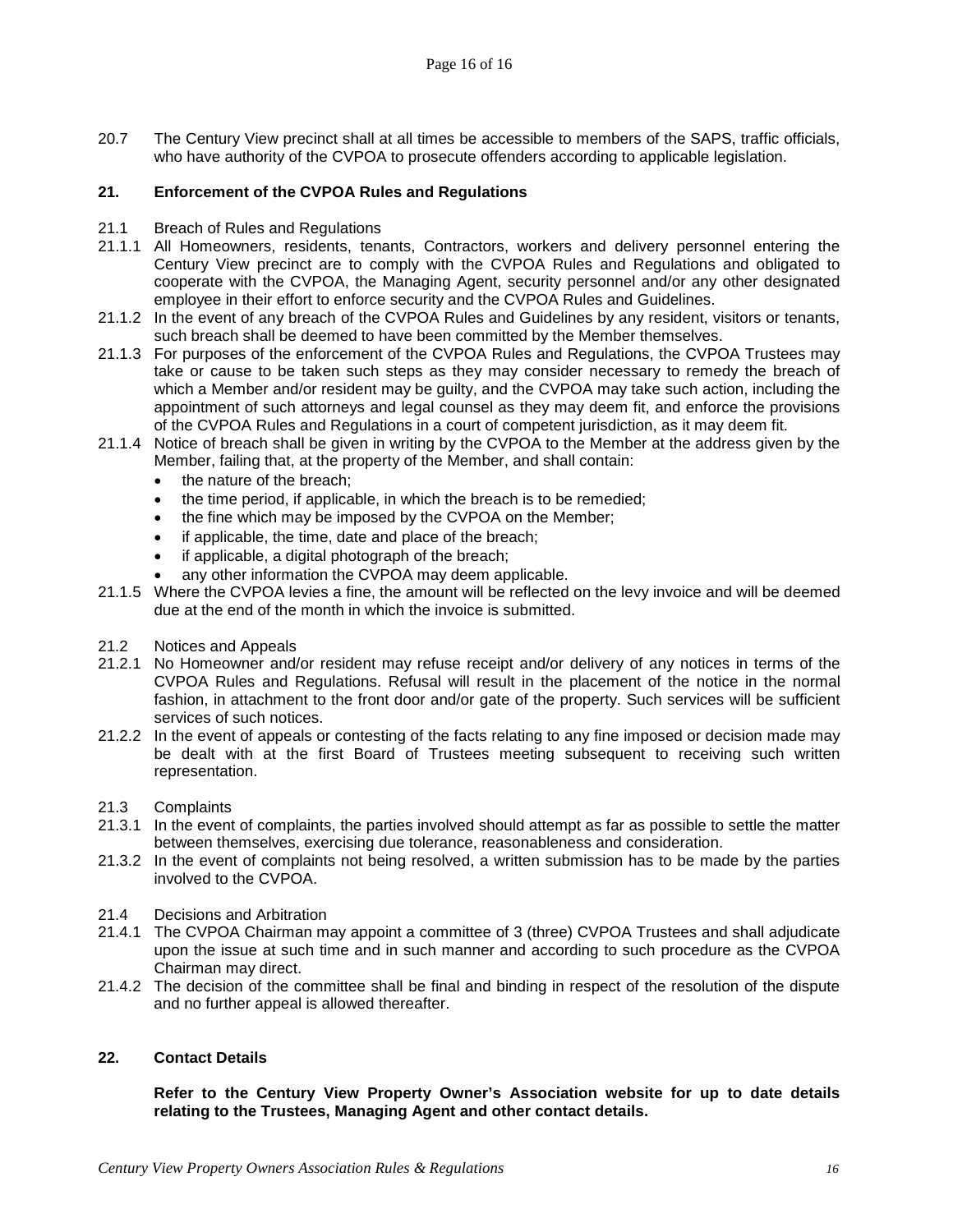20.7 The Century View precinct shall at all times be accessible to members of the SAPS, traffic officials, who have authority of the CVPOA to prosecute offenders according to applicable legislation.

## 21. Enforcement of the CVPOA Rules and Regulations

21.1 Breach of Rules and Regulations

21.1.1 All Homeowners, residents, tenants, Contractors, workers and delivery personnel entering the Century View precinct are to comply with the CVPOA Rules and Regulations and obligated to cooperate with the CVPOA, the Managing Agent, security personnel and/or any other designated employee in their effort to enforce security and the CVPOA Rules and Guidelines.

21.1.2 In the event of any breach of the CVPOA Rules and Guidelines by any resident, visitors or tenants, such breach shall be deemed to have been committed by the Member themselves.

21.1.3 For purposes of the enforcement of the CVPOA Rules and Regulations, the CVPOA Trustees may take or cause to be taken such steps as they may consider necessary to remedy the breach of which a Member and/or resident may be guilty, and the CVPOA may take such action, including the appointment of such attorneys and legal counsel as they may deem fit, and enforce the provisions of the CVPOA Rules and Regulations in a court of competent jurisdiction, as it may deem fit.

21.1.4 Notice of breach shall be given in writing by the CVPOA to the Member at the address given by the Member, failing that, at the property of the Member, and shall contain:

- the nature of the breach;
- the time period, if applicable, in which the breach is to be remedied;
- the fine which may be imposed by the CVPOA on the Member;
- if applicable, the time, date and place of the breach;
- if applicable, a digital photograph of the breach;
- any other information the CVPOA may deem applicable.

21.1.5 Where the CVPOA levies a fine, the amount will be reflected on the levy invoice and will be deemed due at the end of the month in which the invoice is submitted.

21.2 Notices and Appeals

21.2.1 No Homeowner and/or resident may refuse receipt and/or delivery of any notices in terms of the CVPOA Rules and Regulations. Refusal will result in the placement of the notice in the normal fashion, in attachment to the front door and/or gate of the property. Such services will be sufficient services of such notices.

21.2.2 In the event of appeals or contesting of the facts relating to any fine imposed or decision made may be dealt with at the first Board of Trustees meeting subsequent to receiving such written representation.

21.3 Complaints

21.3.1 In the event of complaints, the parties involved should attempt as far as possible to settle the matter between themselves, exercising due tolerance, reasonableness and consideration.

21.3.2 In the event of complaints not being resolved, a written submission has to be made by the parties involved to the CVPOA.

21.4 Decisions and Arbitration

21.4.1 The CVPOA Chairman may appoint a committee of 3 (three) CVPOA Trustees and shall adjudicate upon the issue at such time and in such manner and according to such procedure as the CVPOA Chairman may direct.

21.4.2 The decision of the committee shall be final and binding in respect of the resolution of the dispute and no further appeal is allowed thereafter.

## 22. Contact Details

**Refer to the Century View Property Owner's Association website for up to date details relating to the Trustees, Managing Agent and other contact details.**